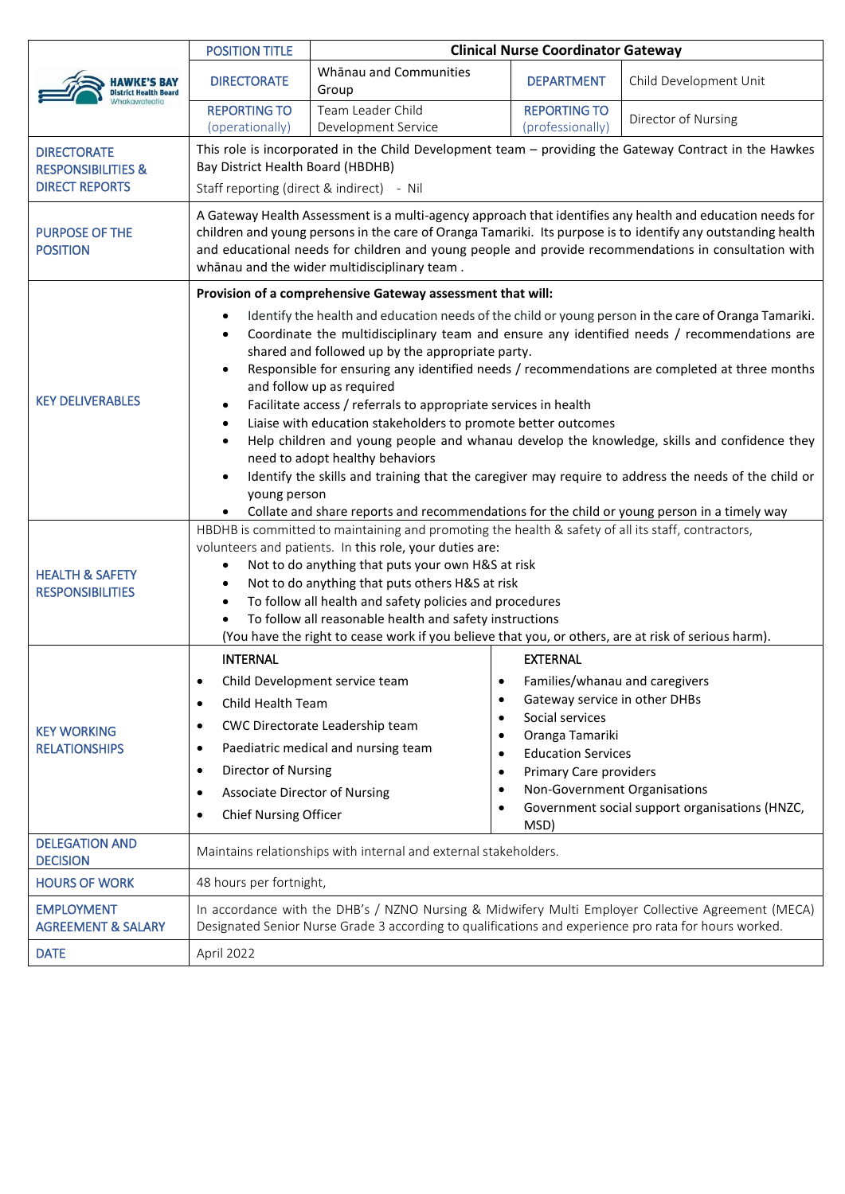| HAWKE'S BAY District Health Board Whakawateatia | POSITION TITLE | Clinical Nurse Coordinator Gateway | | |
|---|---|---|---|---|
| | DIRECTORATE | Whānau and Communities Group | DEPARTMENT | Child Development Unit |
| | REPORTING TO (operationally) | Team Leader Child Development Service | REPORTING TO (professionally) | Director of Nursing |

| | |
|---|---|
| DIRECTORATE RESPONSIBILITIES & DIRECT REPORTS | This role is incorporated in the Child Development team – providing the Gateway Contract in the Hawkes Bay District Health Board (HBDHB)<br>Staff reporting (direct & indirect) - Nil |
| PURPOSE OF THE POSITION | A Gateway Health Assessment is a multi-agency approach that identifies any health and education needs for children and young persons in the care of Oranga Tamariki. Its purpose is to identify any outstanding health and educational needs for children and young people and provide recommendations in consultation with whānau and the wider multidisciplinary team . |
| KEY DELIVERABLES | **Provision of a comprehensive Gateway assessment that will:**<br>• Identify the health and education needs of the child or young person in the care of Oranga Tamariki.<br>• Coordinate the multidisciplinary team and ensure any identified needs / recommendations are shared and followed up by the appropriate party.<br>• Responsible for ensuring any identified needs / recommendations are completed at three months and follow up as required<br>• Facilitate access / referrals to appropriate services in health<br>• Liaise with education stakeholders to promote better outcomes<br>• Help children and young people and whanau develop the knowledge, skills and confidence they need to adopt healthy behaviors<br>• Identify the skills and training that the caregiver may require to address the needs of the child or young person<br>• Collate and share reports and recommendations for the child or young person in a timely way |
| HEALTH & SAFETY RESPONSIBILITIES | HBDHB is committed to maintaining and promoting the health & safety of all its staff, contractors, volunteers and patients. In this role, your duties are:<br>• Not to do anything that puts your own H&S at risk<br>• Not to do anything that puts others H&S at risk<br>• To follow all health and safety policies and procedures<br>• To follow all reasonable health and safety instructions<br>(You have the right to cease work if you believe that you, or others, are at risk of serious harm). |
| KEY WORKING RELATIONSHIPS | **INTERNAL**<br>• Child Development service team<br>• Child Health Team<br>• CWC Directorate Leadership team<br>• Paediatric medical and nursing team<br>• Director of Nursing<br>• Associate Director of Nursing<br>• Chief Nursing Officer<br><br>**EXTERNAL**<br>• Families/whanau and caregivers<br>• Gateway service in other DHBs<br>• Social services<br>• Oranga Tamariki<br>• Education Services<br>• Primary Care providers<br>• Non-Government Organisations<br>• Government social support organisations (HNZC, MSD) |
| DELEGATION AND DECISION | Maintains relationships with internal and external stakeholders. |
| HOURS OF WORK | 48 hours per fortnight, |
| EMPLOYMENT AGREEMENT & SALARY | In accordance with the DHB's / NZNO Nursing & Midwifery Multi Employer Collective Agreement (MECA) Designated Senior Nurse Grade 3 according to qualifications and experience pro rata for hours worked. |
| DATE | April 2022 |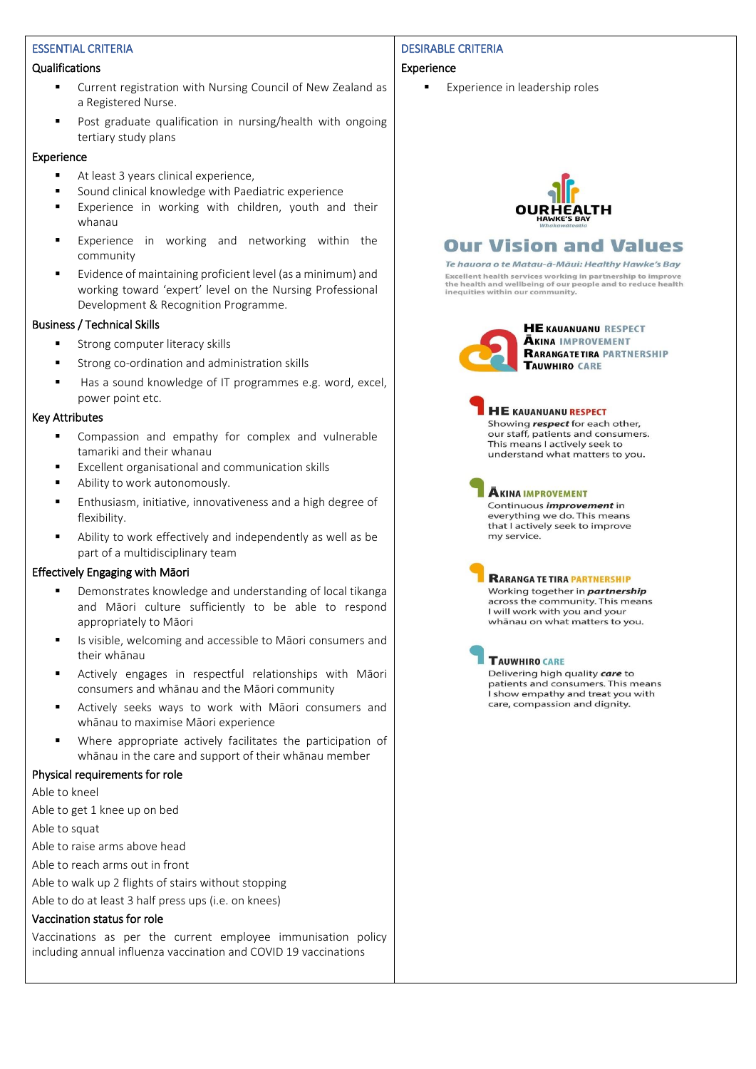## ESSENTIAL CRITERIA

### Qualifications

- Current registration with Nursing Council of New Zealand as a Registered Nurse.
- Post graduate qualification in nursing/health with ongoing tertiary study plans

### Experience

- At least 3 years clinical experience,
- Sound clinical knowledge with Paediatric experience
- Experience in working with children, youth and their whanau
- Experience in working and networking within the community
- Evidence of maintaining proficient level (as a minimum) and working toward 'expert' level on the Nursing Professional Development & Recognition Programme.

### Business / Technical Skills

- Strong computer literacy skills
- Strong co-ordination and administration skills
- Has a sound knowledge of IT programmes e.g. word, excel, power point etc.

### Key Attributes

- Compassion and empathy for complex and vulnerable tamariki and their whanau
- Excellent organisational and communication skills
- Ability to work autonomously.
- Enthusiasm, initiative, innovativeness and a high degree of flexibility.
- Ability to work effectively and independently as well as be part of a multidisciplinary team

### Effectively Engaging with Māori

- Demonstrates knowledge and understanding of local tikanga and Māori culture sufficiently to be able to respond appropriately to Māori
- Is visible, welcoming and accessible to Māori consumers and their whānau
- Actively engages in respectful relationships with Māori consumers and whānau and the Māori community
- Actively seeks ways to work with Māori consumers and whānau to maximise Māori experience
- Where appropriate actively facilitates the participation of whānau in the care and support of their whānau member

### Physical requirements for role

Able to kneel
Able to get 1 knee up on bed
Able to squat
Able to raise arms above head
Able to reach arms out in front
Able to walk up 2 flights of stairs without stopping
Able to do at least 3 half press ups (i.e. on knees)

### Vaccination status for role

Vaccinations as per the current employee immunisation policy including annual influenza vaccination and COVID 19 vaccinations

## DESIRABLE CRITERIA

### Experience

- Experience in leadership roles

OUR HEALTH
HAWKE'S BAY
Whakawāteatia

## Our Vision and Values

*Te hauora o te Matau-ā-Māui: Healthy Hawke's Bay*

Excellent health services working in partnership to improve the health and wellbeing of our people and to reduce health inequities within our community.

HE KAUANUANU RESPECT
ĀKINA IMPROVEMENT
RARANGA TE TIRA PARTNERSHIP
TAUWHIRO CARE

**HE KAUANUANU RESPECT**
Showing ***respect*** for each other, our staff, patients and consumers. This means I actively seek to understand what matters to you.

**ĀKINA IMPROVEMENT**
Continuous ***improvement*** in everything we do. This means that I actively seek to improve my service.

**RARANGA TE TIRA PARTNERSHIP**
Working together in ***partnership*** across the community. This means I will work with you and your whānau on what matters to you.

**TAUWHIRO CARE**
Delivering high quality ***care*** to patients and consumers. This means I show empathy and treat you with care, compassion and dignity.